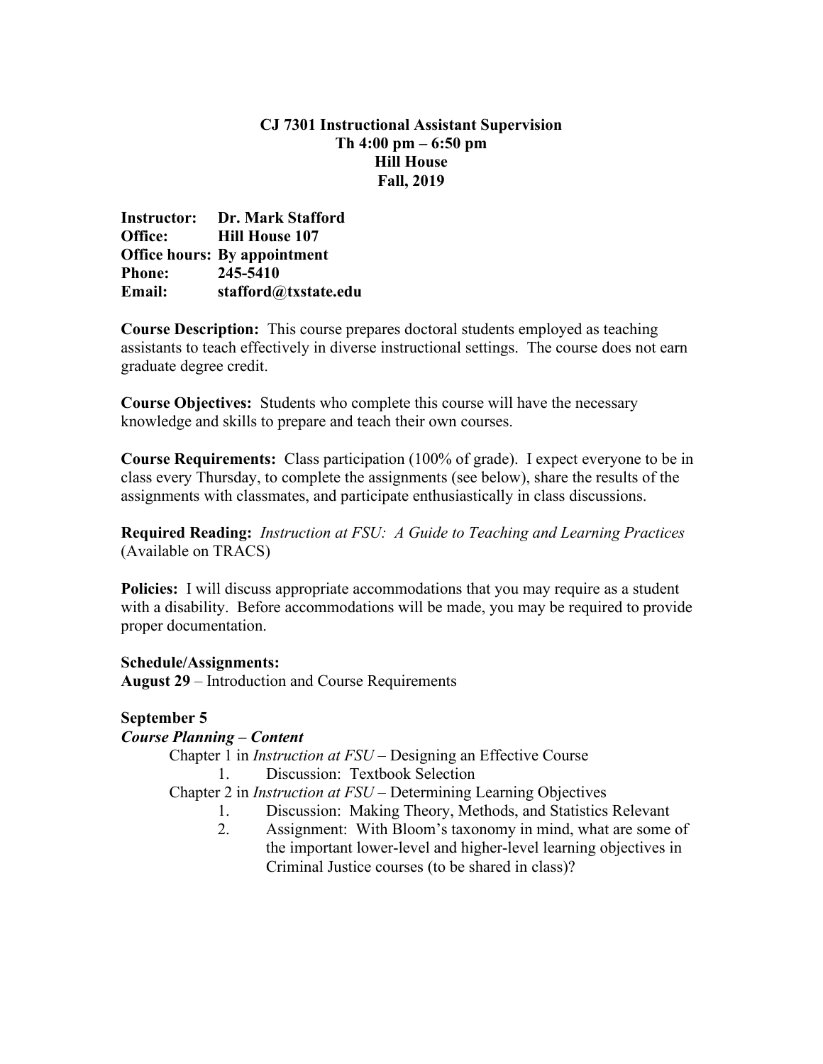**CJ 7301 Instructional Assistant Supervision**
**Th 4:00 pm – 6:50 pm**
**Hill House**
**Fall, 2019**

**Instructor:** **Dr. Mark Stafford**
**Office:** **Hill House 107**
**Office hours: By appointment**
**Phone:** **245-5410**
**Email:** **stafford@txstate.edu**

**Course Description:** This course prepares doctoral students employed as teaching assistants to teach effectively in diverse instructional settings. The course does not earn graduate degree credit.

**Course Objectives:** Students who complete this course will have the necessary knowledge and skills to prepare and teach their own courses.

**Course Requirements:** Class participation (100% of grade). I expect everyone to be in class every Thursday, to complete the assignments (see below), share the results of the assignments with classmates, and participate enthusiastically in class discussions.

**Required Reading:** *Instruction at FSU: A Guide to Teaching and Learning Practices* (Available on TRACS)

**Policies:** I will discuss appropriate accommodations that you may require as a student with a disability. Before accommodations will be made, you may be required to provide proper documentation.

**Schedule/Assignments:**
**August 29** – Introduction and Course Requirements

**September 5**
***Course Planning – Content***

Chapter 1 in *Instruction at FSU* – Designing an Effective Course

1. Discussion: Textbook Selection

Chapter 2 in *Instruction at FSU* – Determining Learning Objectives

1. Discussion: Making Theory, Methods, and Statistics Relevant
2. Assignment: With Bloom's taxonomy in mind, what are some of the important lower-level and higher-level learning objectives in Criminal Justice courses (to be shared in class)?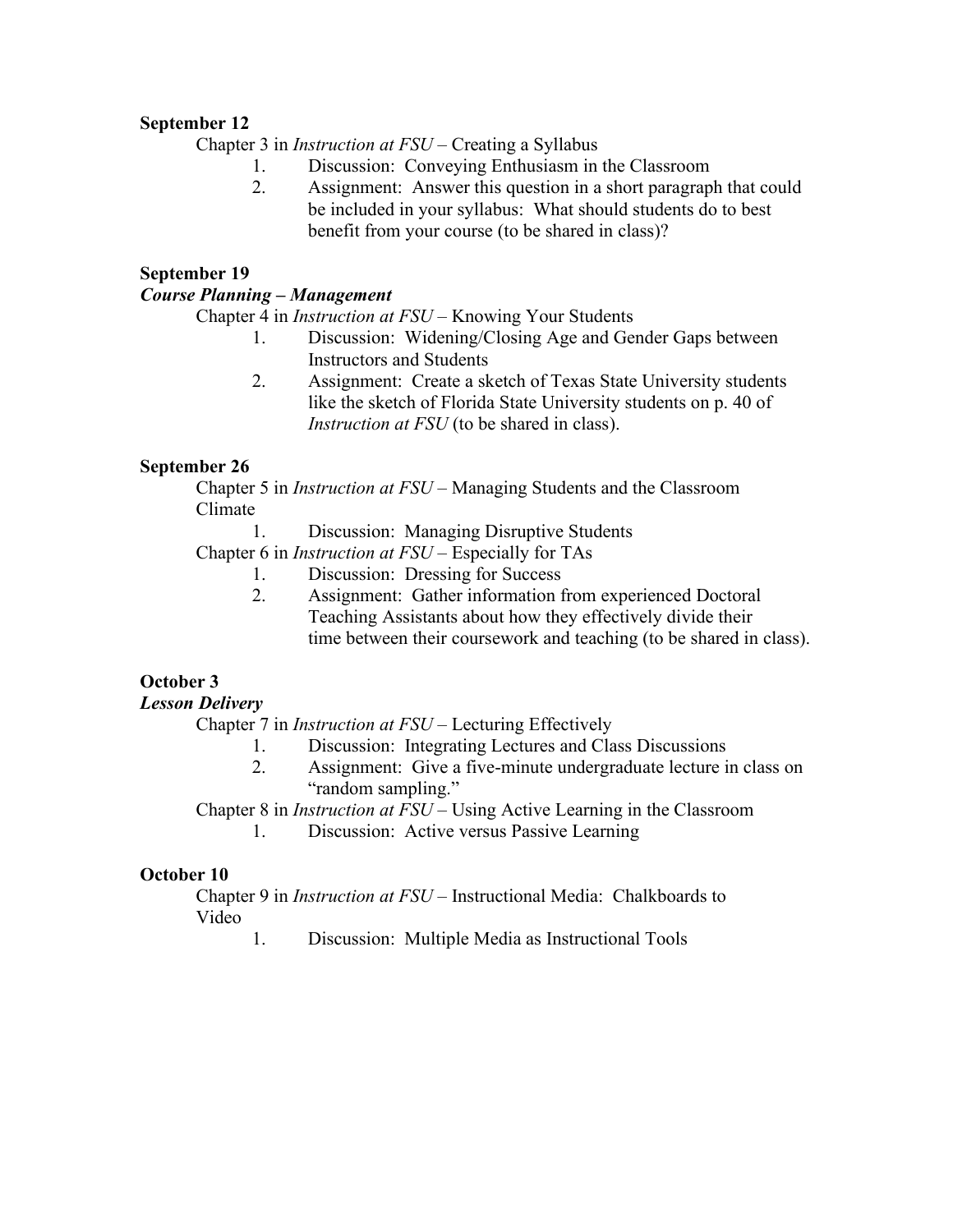**September 12**

Chapter 3 in *Instruction at FSU* – Creating a Syllabus

1. Discussion: Conveying Enthusiasm in the Classroom
2. Assignment: Answer this question in a short paragraph that could be included in your syllabus: What should students do to best benefit from your course (to be shared in class)?

**September 19**

***Course Planning – Management***

Chapter 4 in *Instruction at FSU* – Knowing Your Students

1. Discussion: Widening/Closing Age and Gender Gaps between Instructors and Students
2. Assignment: Create a sketch of Texas State University students like the sketch of Florida State University students on p. 40 of *Instruction at FSU* (to be shared in class).

**September 26**

Chapter 5 in *Instruction at FSU* – Managing Students and the Classroom Climate

1. Discussion: Managing Disruptive Students

Chapter 6 in *Instruction at FSU* – Especially for TAs

1. Discussion: Dressing for Success
2. Assignment: Gather information from experienced Doctoral Teaching Assistants about how they effectively divide their time between their coursework and teaching (to be shared in class).

**October 3**

***Lesson Delivery***

Chapter 7 in *Instruction at FSU* – Lecturing Effectively

1. Discussion: Integrating Lectures and Class Discussions
2. Assignment: Give a five-minute undergraduate lecture in class on "random sampling."

Chapter 8 in *Instruction at FSU* – Using Active Learning in the Classroom

1. Discussion: Active versus Passive Learning

**October 10**

Chapter 9 in *Instruction at FSU* – Instructional Media: Chalkboards to Video

1. Discussion: Multiple Media as Instructional Tools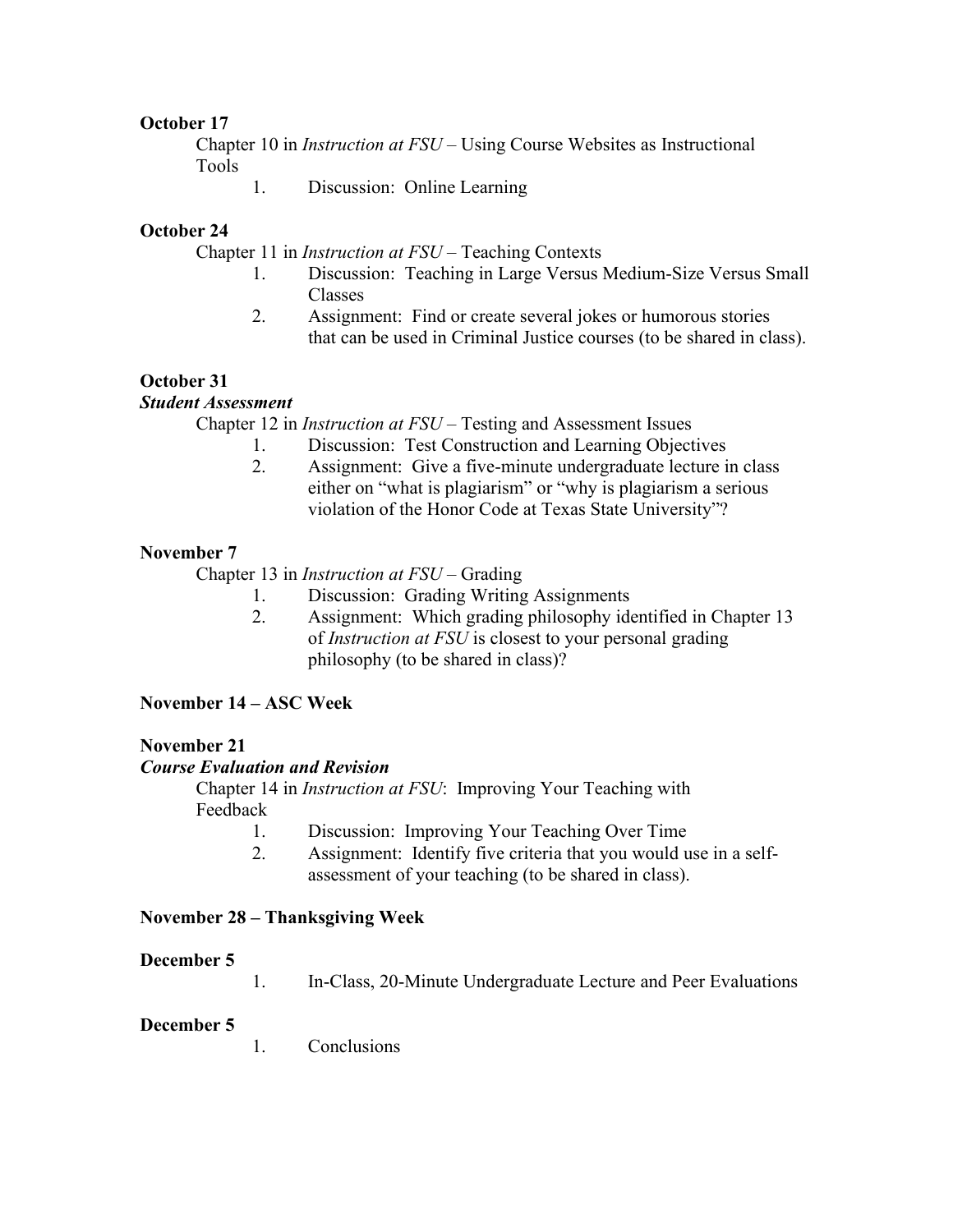**October 17**

Chapter 10 in *Instruction at FSU* – Using Course Websites as Instructional Tools

1. Discussion: Online Learning

**October 24**

Chapter 11 in *Instruction at FSU* – Teaching Contexts

1. Discussion: Teaching in Large Versus Medium-Size Versus Small Classes
2. Assignment: Find or create several jokes or humorous stories that can be used in Criminal Justice courses (to be shared in class).

**October 31**

***Student Assessment***

Chapter 12 in *Instruction at FSU* – Testing and Assessment Issues

1. Discussion: Test Construction and Learning Objectives
2. Assignment: Give a five-minute undergraduate lecture in class either on "what is plagiarism" or "why is plagiarism a serious violation of the Honor Code at Texas State University"?

**November 7**

Chapter 13 in *Instruction at FSU* – Grading

1. Discussion: Grading Writing Assignments
2. Assignment: Which grading philosophy identified in Chapter 13 of *Instruction at FSU* is closest to your personal grading philosophy (to be shared in class)?

**November 14 – ASC Week**

**November 21**

***Course Evaluation and Revision***

Chapter 14 in *Instruction at FSU*: Improving Your Teaching with Feedback

1. Discussion: Improving Your Teaching Over Time
2. Assignment: Identify five criteria that you would use in a self-assessment of your teaching (to be shared in class).

**November 28 – Thanksgiving Week**

**December 5**

1. In-Class, 20-Minute Undergraduate Lecture and Peer Evaluations

**December 5**

1. Conclusions